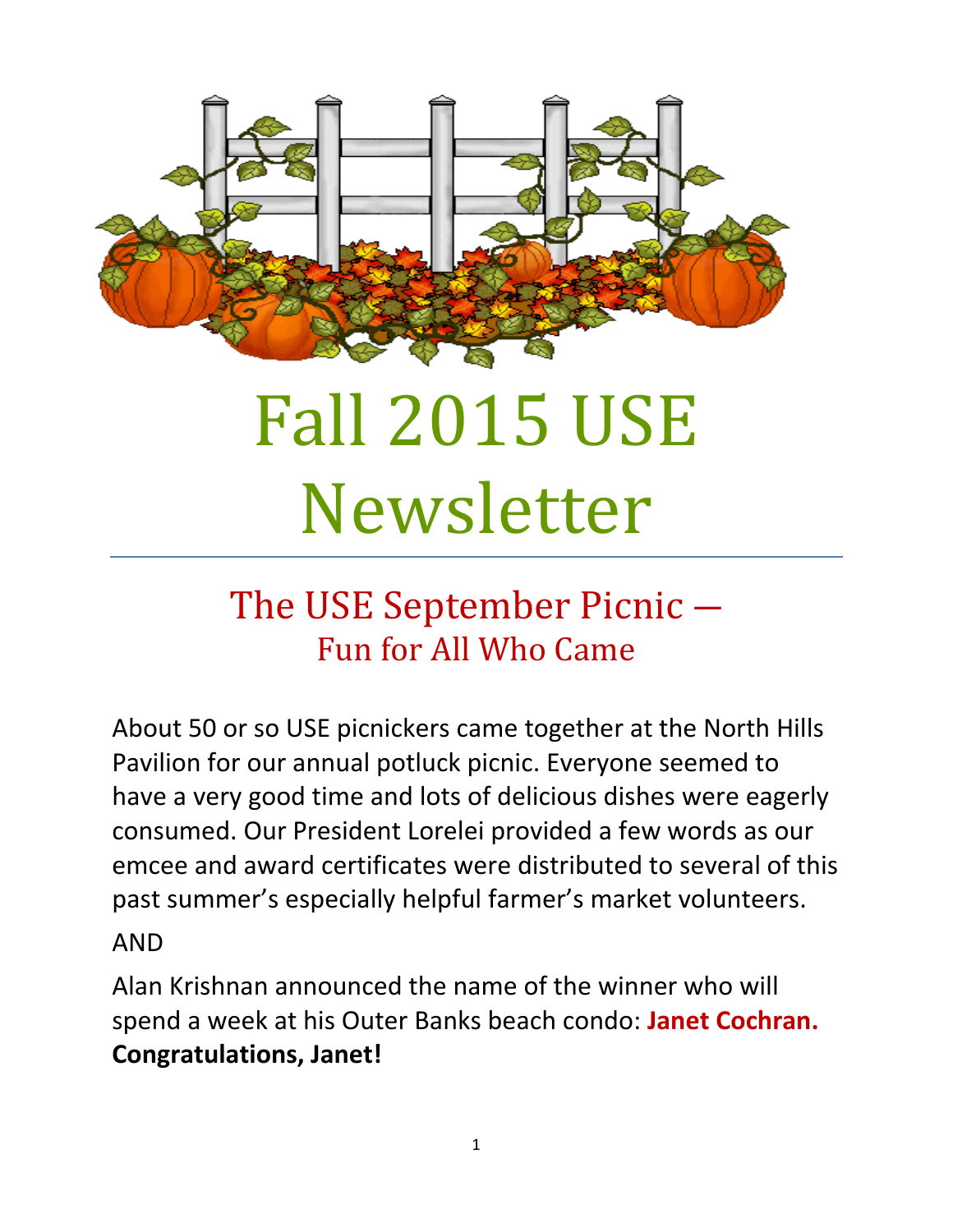# Fall 2015 USE Newsletter

## The USE September Picnic — Fun for All Who Came

About 50 or so USE picnickers came together at the North Hills Pavilion for our annual potluck picnic. Everyone seemed to have a very good time and lots of delicious dishes were eagerly consumed. Our President Lorelei provided a few words as our emcee and award certificates were distributed to several of this past summer's especially helpful farmer's market volunteers.

AND

Alan Krishnan announced the name of the winner who will spend a week at his Outer Banks beach condo: **Janet Cochran. Congratulations, Janet!**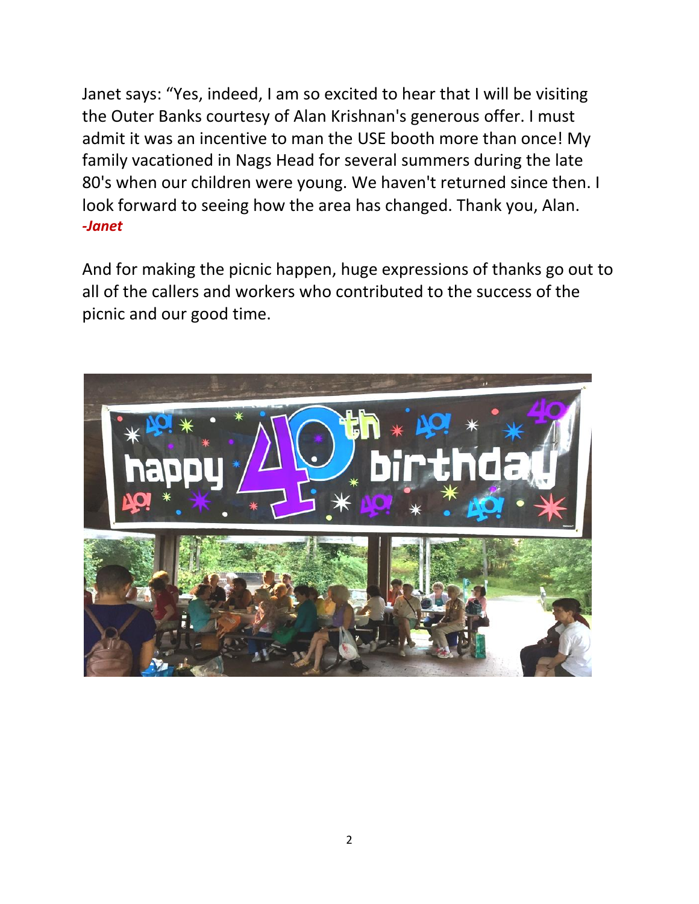Janet says: “Yes, indeed, I am so excited to hear that I will be visiting the Outer Banks courtesy of Alan Krishnan's generous offer. I must admit it was an incentive to man the USE booth more than once! My family vacationed in Nags Head for several summers during the late 80's when our children were young. We haven't returned since then. I look forward to seeing how the area has changed. Thank you, Alan.
***-Janet***

And for making the picnic happen, huge expressions of thanks go out to all of the callers and workers who contributed to the success of the picnic and our good time.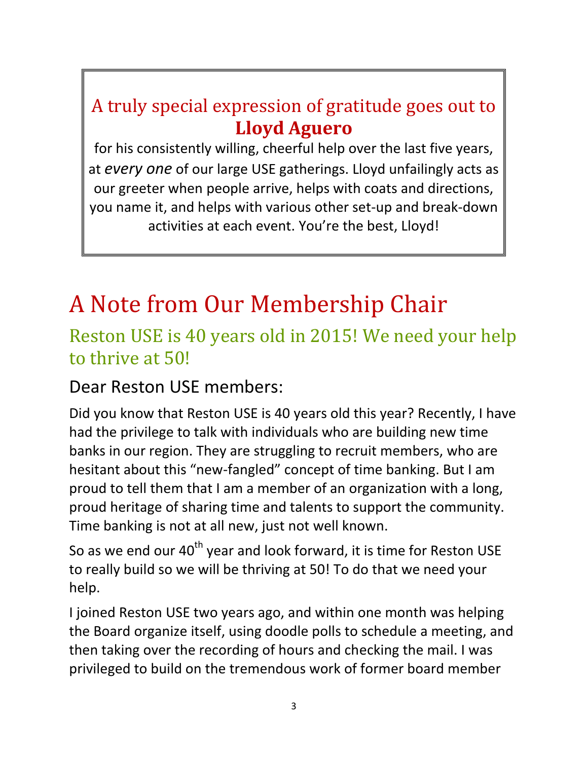A truly special expression of gratitude goes out to
**Lloyd Aguero**
for his consistently willing, cheerful help over the last five years, at *every one* of our large USE gatherings. Lloyd unfailingly acts as our greeter when people arrive, helps with coats and directions, you name it, and helps with various other set-up and break-down activities at each event. You're the best, Lloyd!

# A Note from Our Membership Chair

## Reston USE is 40 years old in 2015! We need your help to thrive at 50!

### Dear Reston USE members:

Did you know that Reston USE is 40 years old this year? Recently, I have had the privilege to talk with individuals who are building new time banks in our region. They are struggling to recruit members, who are hesitant about this "new-fangled" concept of time banking. But I am proud to tell them that I am a member of an organization with a long, proud heritage of sharing time and talents to support the community. Time banking is not at all new, just not well known.

So as we end our 40th year and look forward, it is time for Reston USE to really build so we will be thriving at 50! To do that we need your help.

I joined Reston USE two years ago, and within one month was helping the Board organize itself, using doodle polls to schedule a meeting, and then taking over the recording of hours and checking the mail. I was privileged to build on the tremendous work of former board member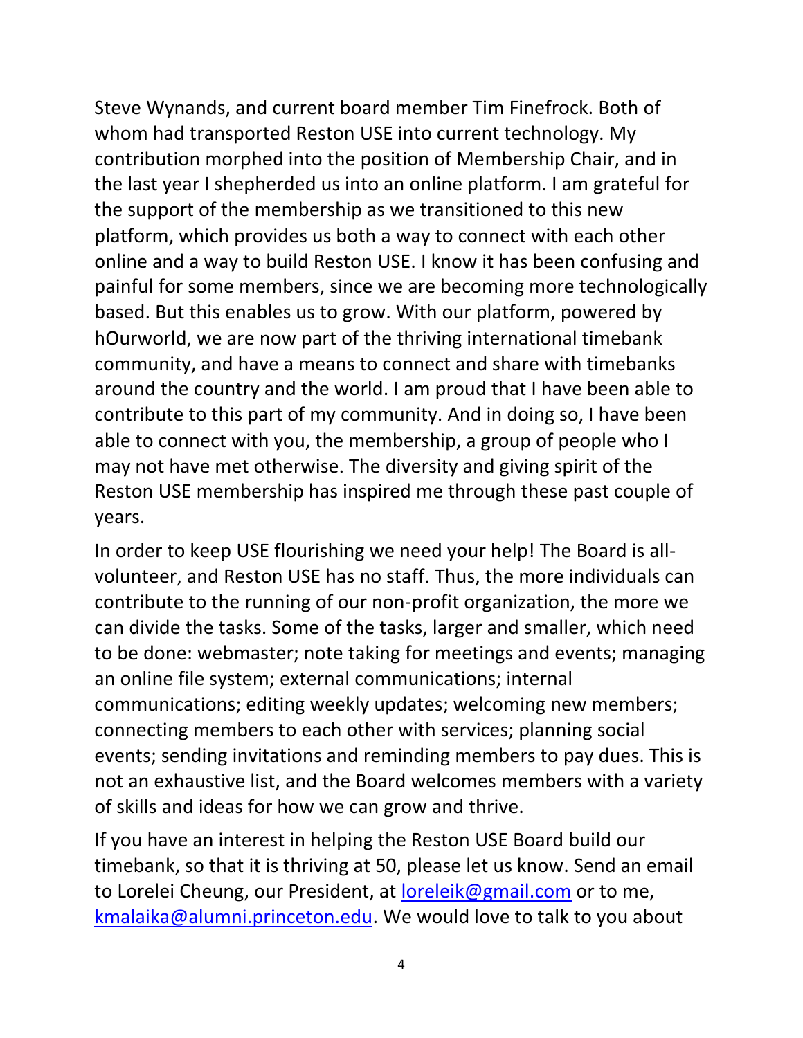Steve Wynands, and current board member Tim Finefrock. Both of whom had transported Reston USE into current technology. My contribution morphed into the position of Membership Chair, and in the last year I shepherded us into an online platform. I am grateful for the support of the membership as we transitioned to this new platform, which provides us both a way to connect with each other online and a way to build Reston USE. I know it has been confusing and painful for some members, since we are becoming more technologically based. But this enables us to grow. With our platform, powered by hOurworld, we are now part of the thriving international timebank community, and have a means to connect and share with timebanks around the country and the world. I am proud that I have been able to contribute to this part of my community. And in doing so, I have been able to connect with you, the membership, a group of people who I may not have met otherwise. The diversity and giving spirit of the Reston USE membership has inspired me through these past couple of years.

In order to keep USE flourishing we need your help! The Board is all-volunteer, and Reston USE has no staff. Thus, the more individuals can contribute to the running of our non-profit organization, the more we can divide the tasks. Some of the tasks, larger and smaller, which need to be done: webmaster; note taking for meetings and events; managing an online file system; external communications; internal communications; editing weekly updates; welcoming new members; connecting members to each other with services; planning social events; sending invitations and reminding members to pay dues. This is not an exhaustive list, and the Board welcomes members with a variety of skills and ideas for how we can grow and thrive.

If you have an interest in helping the Reston USE Board build our timebank, so that it is thriving at 50, please let us know. Send an email to Lorelei Cheung, our President, at [loreleik@gmail.com](mailto:loreleik@gmail.com) or to me, [kmalaika@alumni.princeton.edu](mailto:kmalaika@alumni.princeton.edu). We would love to talk to you about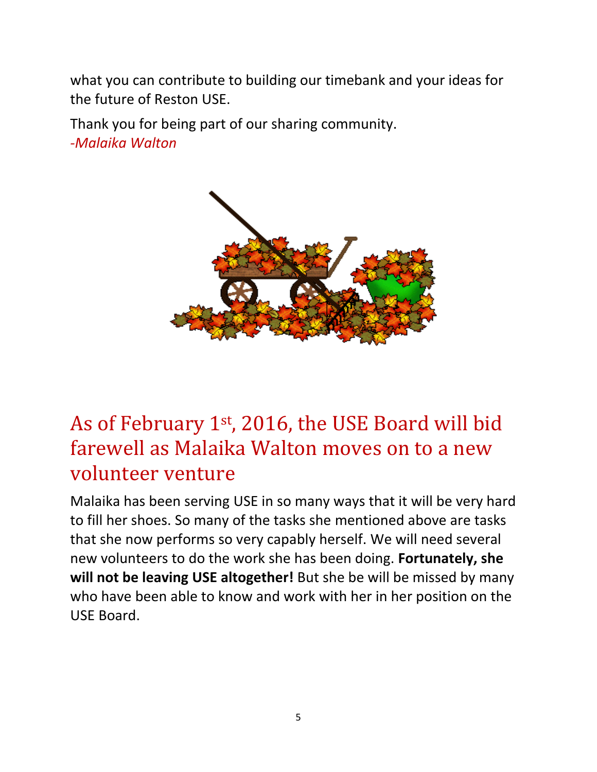what you can contribute to building our timebank and your ideas for the future of Reston USE.

Thank you for being part of our sharing community.
*-Malaika Walton*

## As of February 1st, 2016, the USE Board will bid farewell as Malaika Walton moves on to a new volunteer venture

Malaika has been serving USE in so many ways that it will be very hard to fill her shoes. So many of the tasks she mentioned above are tasks that she now performs so very capably herself. We will need several new volunteers to do the work she has been doing. **Fortunately, she will not be leaving USE altogether!** But she be will be missed by many who have been able to know and work with her in her position on the USE Board.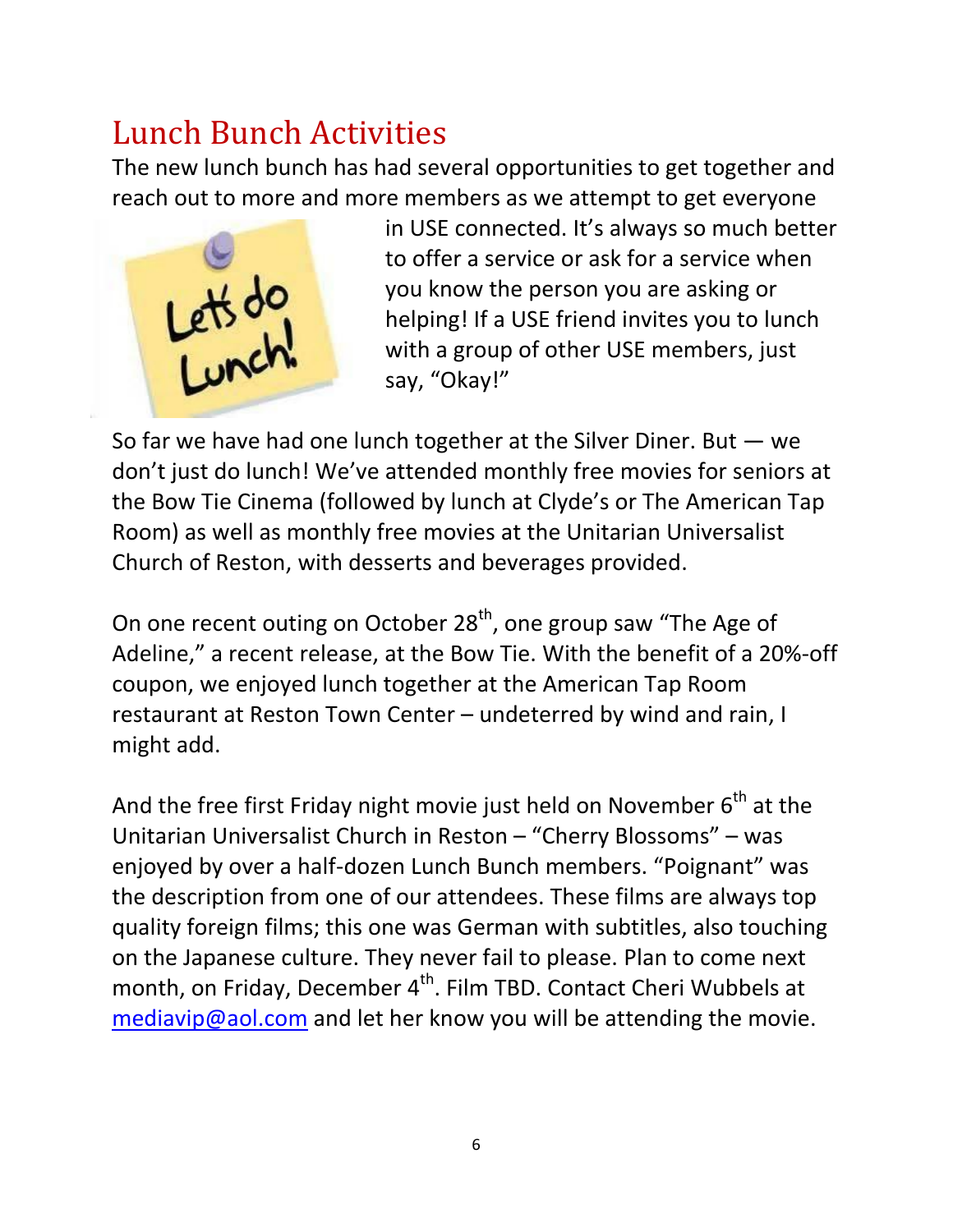# Lunch Bunch Activities

The new lunch bunch has had several opportunities to get together and reach out to more and more members as we attempt to get everyone in USE connected. It's always so much better to offer a service or ask for a service when you know the person you are asking or helping! If a USE friend invites you to lunch with a group of other USE members, just say, "Okay!"

So far we have had one lunch together at the Silver Diner. But — we don't just do lunch! We've attended monthly free movies for seniors at the Bow Tie Cinema (followed by lunch at Clyde's or The American Tap Room) as well as monthly free movies at the Unitarian Universalist Church of Reston, with desserts and beverages provided.

On one recent outing on October 28th, one group saw "The Age of Adeline," a recent release, at the Bow Tie. With the benefit of a 20%-off coupon, we enjoyed lunch together at the American Tap Room restaurant at Reston Town Center – undeterred by wind and rain, I might add.

And the free first Friday night movie just held on November 6th at the Unitarian Universalist Church in Reston – "Cherry Blossoms" – was enjoyed by over a half-dozen Lunch Bunch members. "Poignant" was the description from one of our attendees. These films are always top quality foreign films; this one was German with subtitles, also touching on the Japanese culture. They never fail to please. Plan to come next month, on Friday, December 4th. Film TBD. Contact Cheri Wubbels at mediavip@aol.com and let her know you will be attending the movie.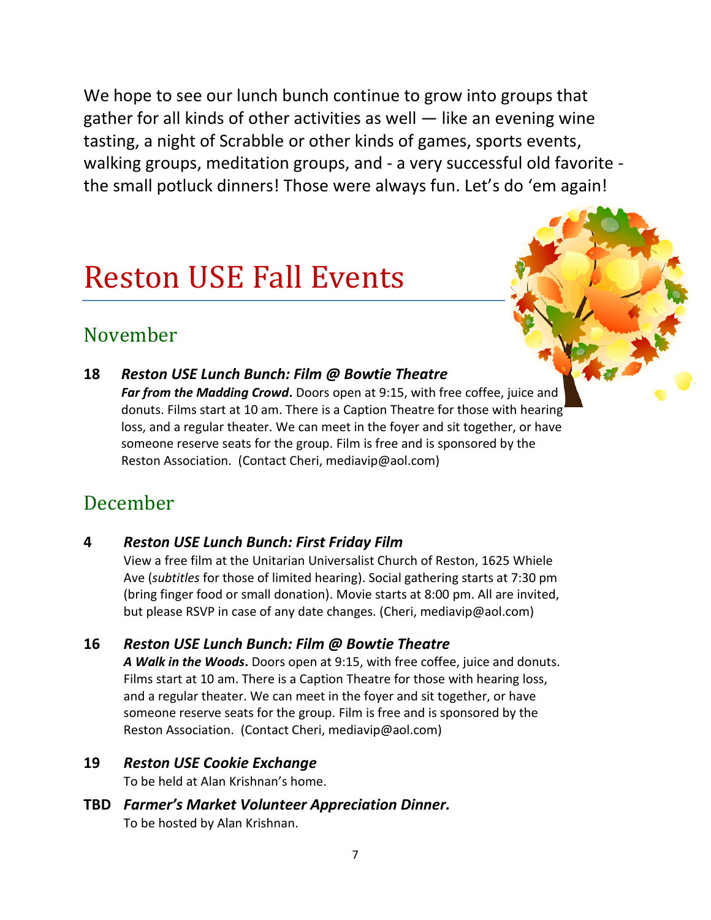We hope to see our lunch bunch continue to grow into groups that gather for all kinds of other activities as well — like an evening wine tasting, a night of Scrabble or other kinds of games, sports events, walking groups, meditation groups, and - a very successful old favorite - the small potluck dinners! Those were always fun. Let's do 'em again!

# Reston USE Fall Events

## November

**18** ***Reston USE Lunch Bunch: Film @ Bowtie Theatre***

***Far from the Madding Crowd*****.** Doors open at 9:15, with free coffee, juice and donuts. Films start at 10 am. There is a Caption Theatre for those with hearing loss, and a regular theater. We can meet in the foyer and sit together, or have someone reserve seats for the group. Film is free and is sponsored by the Reston Association. (Contact Cheri, mediavip@aol.com)

## December

**4** ***Reston USE Lunch Bunch: First Friday Film***

View a free film at the Unitarian Universalist Church of Reston, 1625 Whiele Ave (*subtitles* for those of limited hearing). Social gathering starts at 7:30 pm (bring finger food or small donation). Movie starts at 8:00 pm. All are invited, but please RSVP in case of any date changes. (Cheri, mediavip@aol.com)

**16** ***Reston USE Lunch Bunch: Film @ Bowtie Theatre***

***A Walk in the Woods*****.** Doors open at 9:15, with free coffee, juice and donuts. Films start at 10 am. There is a Caption Theatre for those with hearing loss, and a regular theater. We can meet in the foyer and sit together, or have someone reserve seats for the group. Film is free and is sponsored by the Reston Association. (Contact Cheri, mediavip@aol.com)

**19** ***Reston USE Cookie Exchange***

To be held at Alan Krishnan's home.

**TBD** ***Farmer's Market Volunteer Appreciation Dinner.***

To be hosted by Alan Krishnan.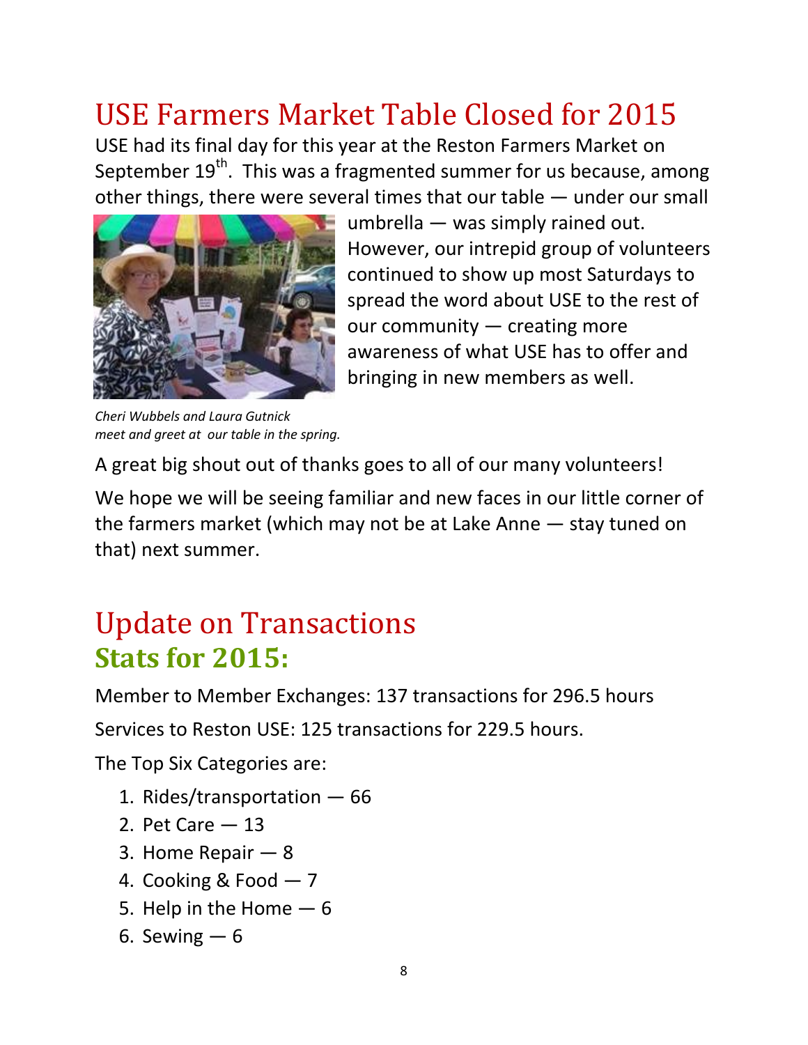# USE Farmers Market Table Closed for 2015

USE had its final day for this year at the Reston Farmers Market on September 19th. This was a fragmented summer for us because, among other things, there were several times that our table — under our small umbrella — was simply rained out. However, our intrepid group of volunteers continued to show up most Saturdays to spread the word about USE to the rest of our community — creating more awareness of what USE has to offer and bringing in new members as well.

*Cheri Wubbels and Laura Gutnick meet and greet at our table in the spring.*

A great big shout out of thanks goes to all of our many volunteers!

We hope we will be seeing familiar and new faces in our little corner of the farmers market (which may not be at Lake Anne — stay tuned on that) next summer.

# Update on Transactions

## Stats for 2015:

Member to Member Exchanges: 137 transactions for 296.5 hours

Services to Reston USE: 125 transactions for 229.5 hours.

The Top Six Categories are:

1. Rides/transportation — 66
2. Pet Care — 13
3. Home Repair — 8
4. Cooking & Food — 7
5. Help in the Home — 6
6. Sewing — 6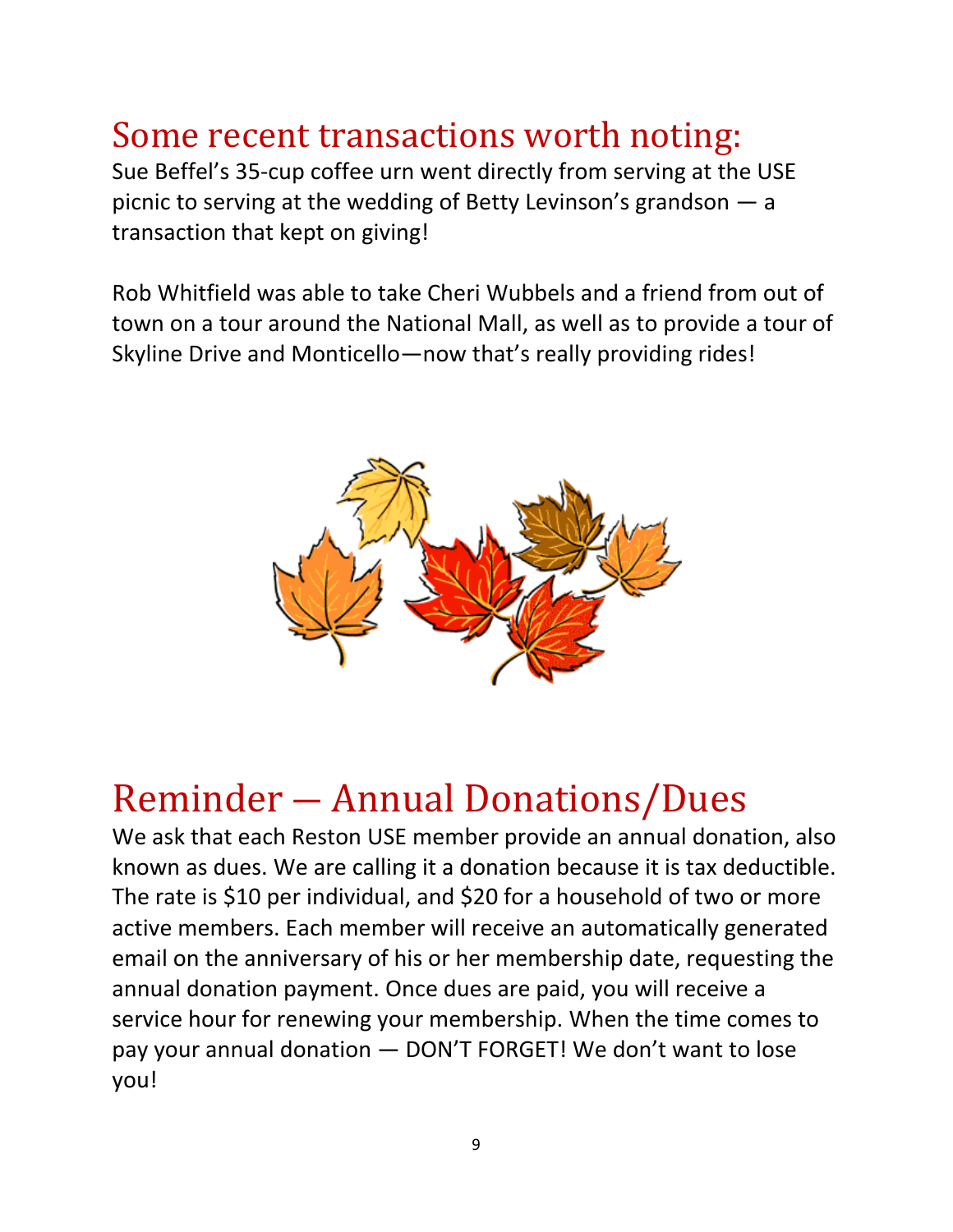## Some recent transactions worth noting:

Sue Beffel's 35-cup coffee urn went directly from serving at the USE picnic to serving at the wedding of Betty Levinson's grandson — a transaction that kept on giving!

Rob Whitfield was able to take Cheri Wubbels and a friend from out of town on a tour around the National Mall, as well as to provide a tour of Skyline Drive and Monticello—now that's really providing rides!

## Reminder — Annual Donations/Dues

We ask that each Reston USE member provide an annual donation, also known as dues. We are calling it a donation because it is tax deductible. The rate is $10 per individual, and $20 for a household of two or more active members. Each member will receive an automatically generated email on the anniversary of his or her membership date, requesting the annual donation payment. Once dues are paid, you will receive a service hour for renewing your membership. When the time comes to pay your annual donation — DON'T FORGET! We don't want to lose you!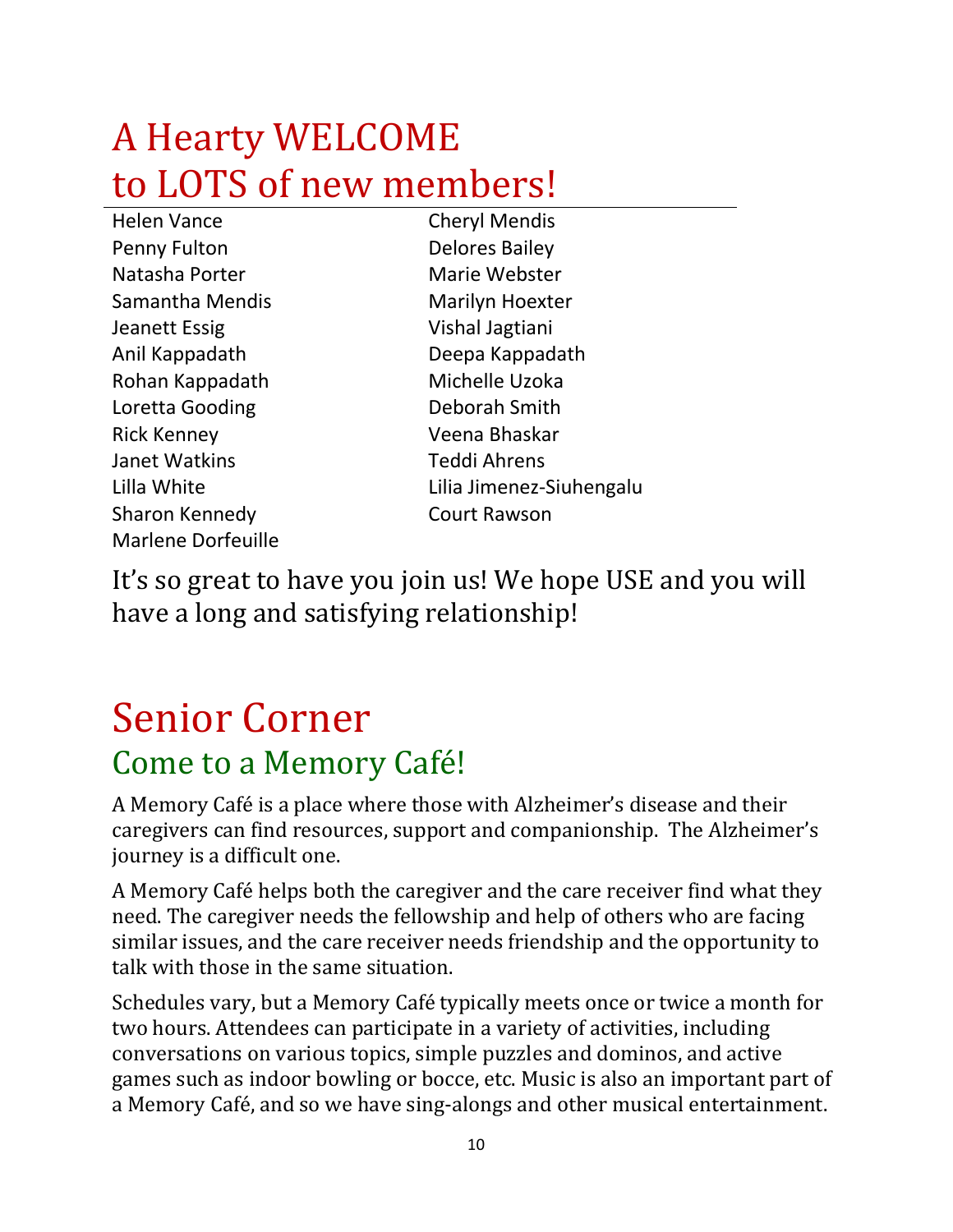# A Hearty WELCOME to LOTS of new members!

Helen Vance
Penny Fulton
Natasha Porter
Samantha Mendis
Jeanett Essig
Anil Kappadath
Rohan Kappadath
Loretta Gooding
Rick Kenney
Janet Watkins
Lilla White
Sharon Kennedy
Marlene Dorfeuille
Cheryl Mendis
Delores Bailey
Marie Webster
Marilyn Hoexter
Vishal Jagtiani
Deepa Kappadath
Michelle Uzoka
Deborah Smith
Veena Bhaskar
Teddi Ahrens
Lilia Jimenez-Siuhengalu
Court Rawson

It's so great to have you join us! We hope USE and you will have a long and satisfying relationship!

# Senior Corner

## Come to a Memory Café!

A Memory Café is a place where those with Alzheimer's disease and their caregivers can find resources, support and companionship. The Alzheimer's journey is a difficult one.

A Memory Café helps both the caregiver and the care receiver find what they need. The caregiver needs the fellowship and help of others who are facing similar issues, and the care receiver needs friendship and the opportunity to talk with those in the same situation.

Schedules vary, but a Memory Café typically meets once or twice a month for two hours. Attendees can participate in a variety of activities, including conversations on various topics, simple puzzles and dominos, and active games such as indoor bowling or bocce, etc. Music is also an important part of a Memory Café, and so we have sing-alongs and other musical entertainment.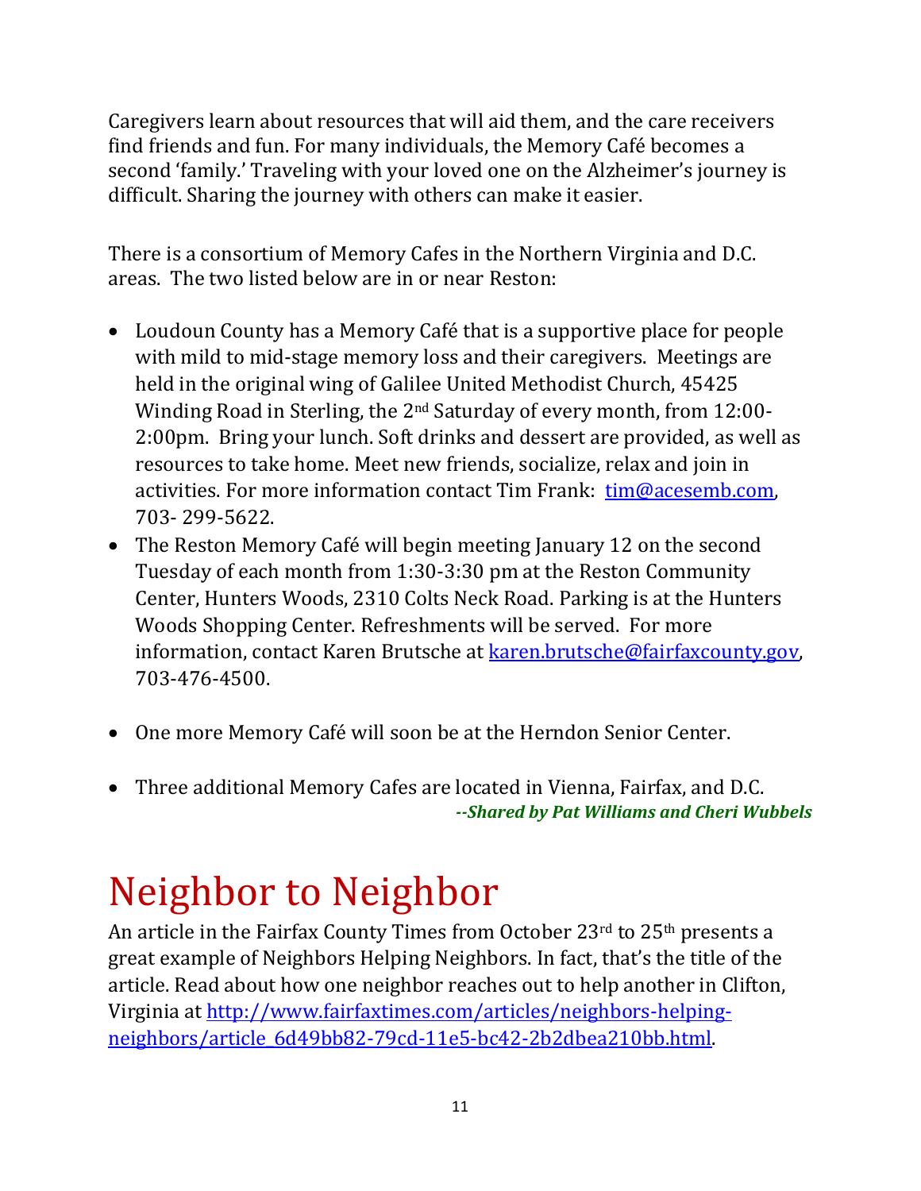Caregivers learn about resources that will aid them, and the care receivers find friends and fun. For many individuals, the Memory Café becomes a second 'family.' Traveling with your loved one on the Alzheimer's journey is difficult. Sharing the journey with others can make it easier.

There is a consortium of Memory Cafes in the Northern Virginia and D.C. areas. The two listed below are in or near Reston:

- Loudoun County has a Memory Café that is a supportive place for people with mild to mid-stage memory loss and their caregivers. Meetings are held in the original wing of Galilee United Methodist Church, 45425 Winding Road in Sterling, the 2nd Saturday of every month, from 12:00-2:00pm. Bring your lunch. Soft drinks and dessert are provided, as well as resources to take home. Meet new friends, socialize, relax and join in activities. For more information contact Tim Frank: tim@acesemb.com, 703- 299-5622.
- The Reston Memory Café will begin meeting January 12 on the second Tuesday of each month from 1:30-3:30 pm at the Reston Community Center, Hunters Woods, 2310 Colts Neck Road. Parking is at the Hunters Woods Shopping Center. Refreshments will be served. For more information, contact Karen Brutsche at karen.brutsche@fairfaxcounty.gov, 703-476-4500.
- One more Memory Café will soon be at the Herndon Senior Center.
- Three additional Memory Cafes are located in Vienna, Fairfax, and D.C.

***--Shared by Pat Williams and Cheri Wubbels***

# Neighbor to Neighbor

An article in the Fairfax County Times from October 23rd to 25th presents a great example of Neighbors Helping Neighbors. In fact, that's the title of the article. Read about how one neighbor reaches out to help another in Clifton, Virginia at http://www.fairfaxtimes.com/articles/neighbors-helping-neighbors/article_6d49bb82-79cd-11e5-bc42-2b2dbea210bb.html.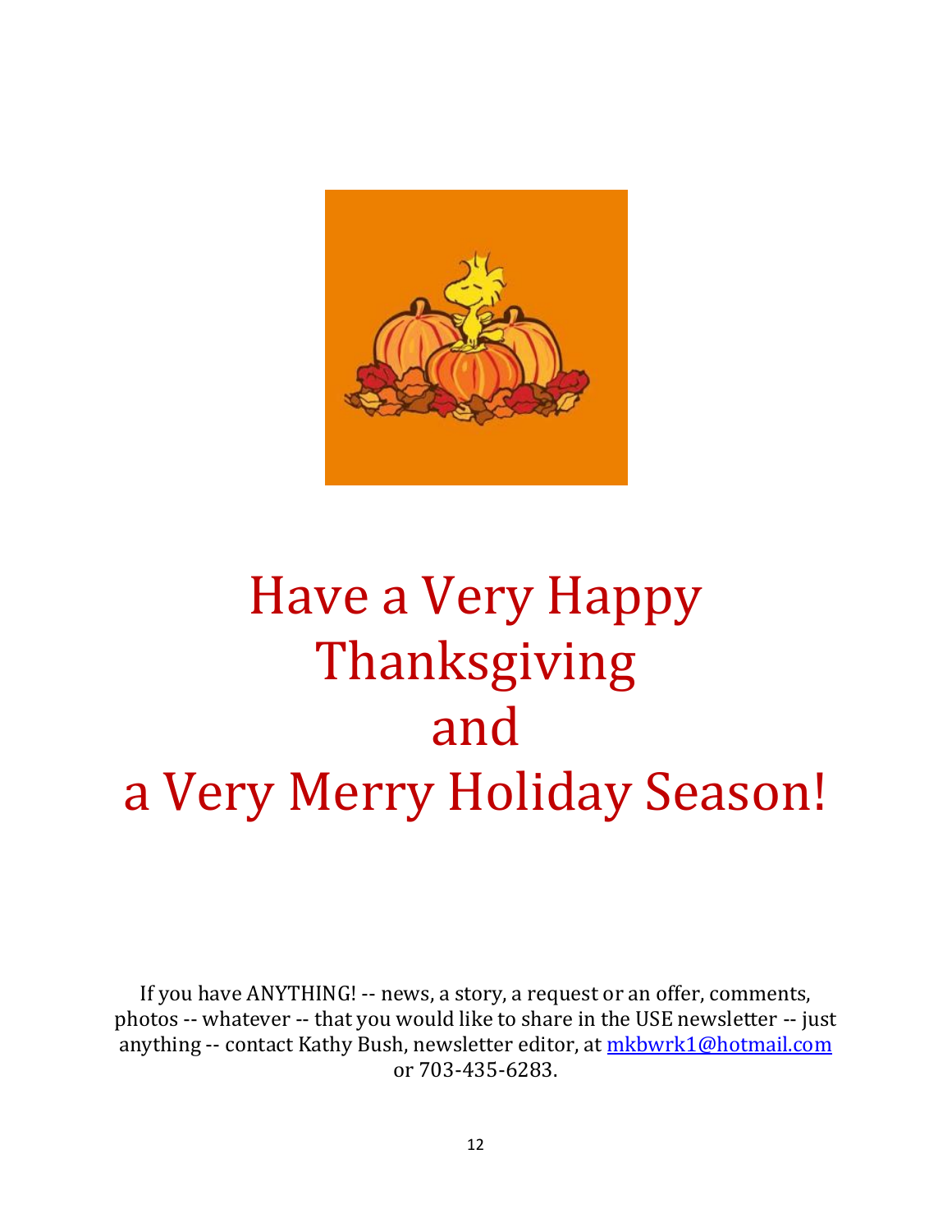# Have a Very Happy Thanksgiving and a Very Merry Holiday Season!

If you have ANYTHING! -- news, a story, a request or an offer, comments, photos -- whatever -- that you would like to share in the USE newsletter -- just anything -- contact Kathy Bush, newsletter editor, at mkbwrk1@hotmail.com or 703-435-6283.